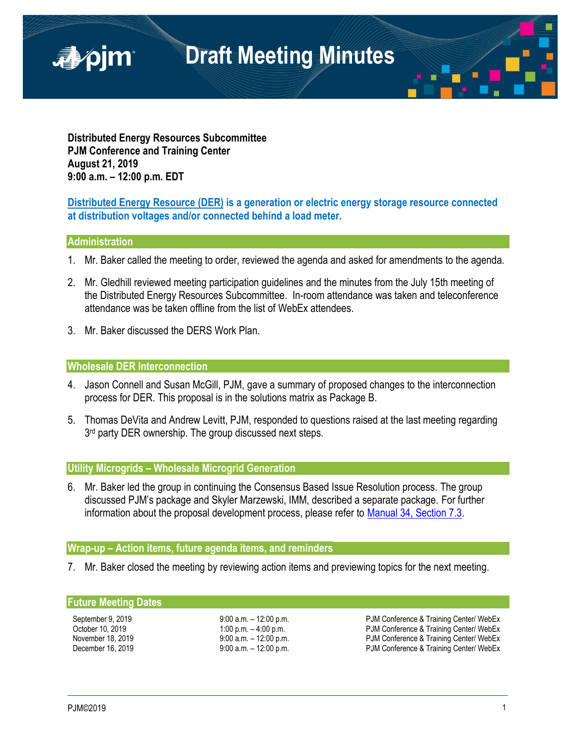# Draft Meeting Minutes

**Distributed Energy Resources Subcommittee**
**PJM Conference and Training Center**
**August 21, 2019**
**9:00 a.m. – 12:00 p.m. EDT**

**Distributed Energy Resource (DER) is a generation or electric energy storage resource connected at distribution voltages and/or connected behind a load meter.**

## Administration

1. Mr. Baker called the meeting to order, reviewed the agenda and asked for amendments to the agenda.

2. Mr. Gledhill reviewed meeting participation guidelines and the minutes from the July 15th meeting of the Distributed Energy Resources Subcommittee. In-room attendance was taken and teleconference attendance was be taken offline from the list of WebEx attendees.

3. Mr. Baker discussed the DERS Work Plan.

## Wholesale DER Interconnection

4. Jason Connell and Susan McGill, PJM, gave a summary of proposed changes to the interconnection process for DER. This proposal is in the solutions matrix as Package B.

5. Thomas DeVita and Andrew Levitt, PJM, responded to questions raised at the last meeting regarding 3rd party DER ownership. The group discussed next steps.

## Utility Microgrids – Wholesale Microgrid Generation

6. Mr. Baker led the group in continuing the Consensus Based Issue Resolution process. The group discussed PJM's package and Skyler Marzewski, IMM, described a separate package. For further information about the proposal development process, please refer to Manual 34, Section 7.3.

## Wrap-up – Action items, future agenda items, and reminders

7. Mr. Baker closed the meeting by reviewing action items and previewing topics for the next meeting.

## Future Meeting Dates

| | | |
|---|---|---|
| September 9, 2019 | 9:00 a.m. – 12:00 p.m. | PJM Conference & Training Center/ WebEx |
| October 10, 2019 | 1:00 p.m. – 4:00 p.m. | PJM Conference & Training Center/ WebEx |
| November 18, 2019 | 9:00 a.m. – 12:00 p.m. | PJM Conference & Training Center/ WebEx |
| December 16, 2019 | 9:00 a.m. – 12:00 p.m. | PJM Conference & Training Center/ WebEx |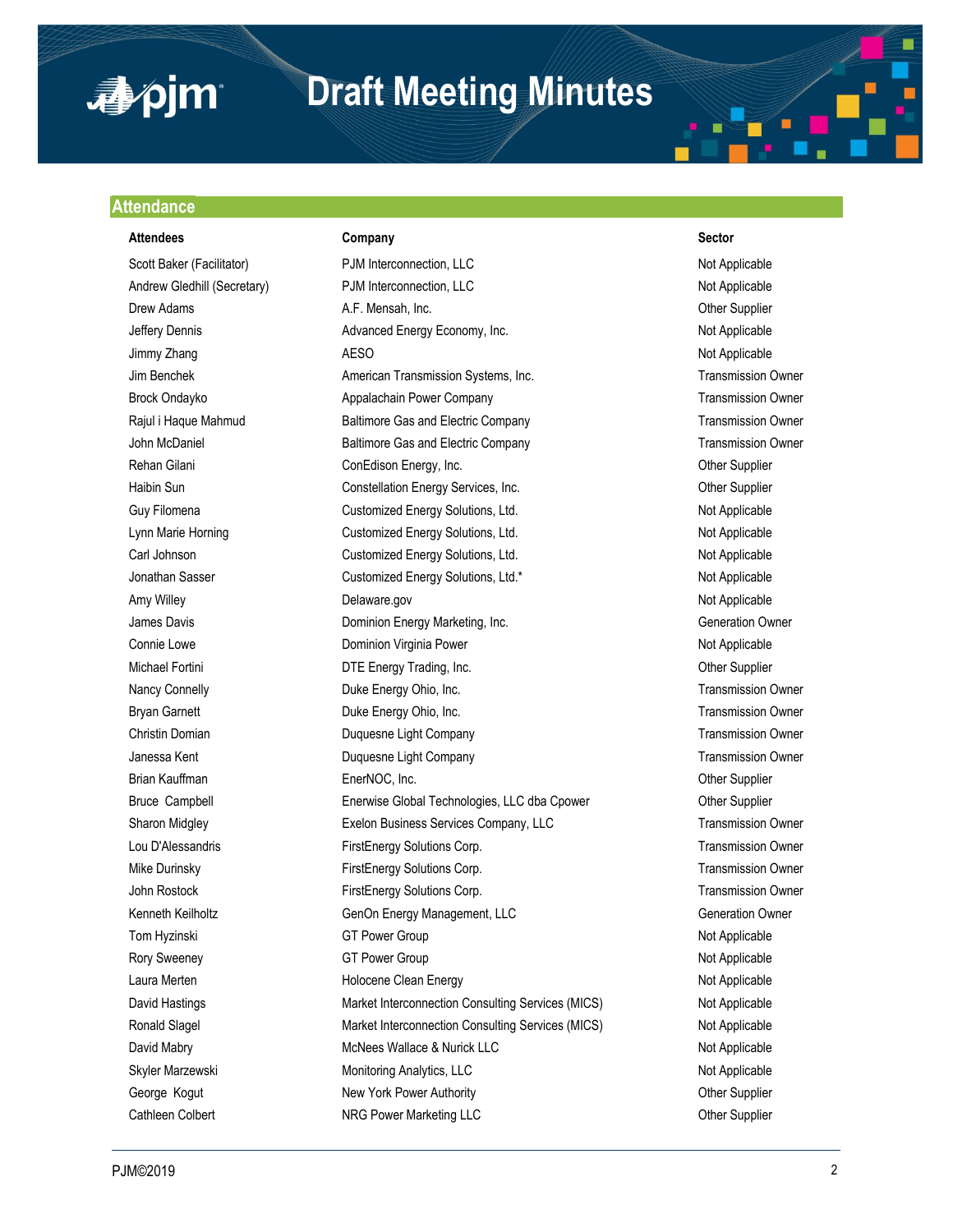# Draft Meeting Minutes

## Attendance

| Attendees | Company | Sector |
|---|---|---|
| Scott Baker (Facilitator) | PJM Interconnection, LLC | Not Applicable |
| Andrew Gledhill (Secretary) | PJM Interconnection, LLC | Not Applicable |
| Drew Adams | A.F. Mensah, Inc. | Other Supplier |
| Jeffery Dennis | Advanced Energy Economy, Inc. | Not Applicable |
| Jimmy Zhang | AESO | Not Applicable |
| Jim Benchek | American Transmission Systems, Inc. | Transmission Owner |
| Brock Ondayko | Appalachain Power Company | Transmission Owner |
| Rajul i Haque Mahmud | Baltimore Gas and Electric Company | Transmission Owner |
| John McDaniel | Baltimore Gas and Electric Company | Transmission Owner |
| Rehan Gilani | ConEdison Energy, Inc. | Other Supplier |
| Haibin Sun | Constellation Energy Services, Inc. | Other Supplier |
| Guy Filomena | Customized Energy Solutions, Ltd. | Not Applicable |
| Lynn Marie Horning | Customized Energy Solutions, Ltd. | Not Applicable |
| Carl Johnson | Customized Energy Solutions, Ltd. | Not Applicable |
| Jonathan Sasser | Customized Energy Solutions, Ltd.* | Not Applicable |
| Amy Willey | Delaware.gov | Not Applicable |
| James Davis | Dominion Energy Marketing, Inc. | Generation Owner |
| Connie Lowe | Dominion Virginia Power | Not Applicable |
| Michael Fortini | DTE Energy Trading, Inc. | Other Supplier |
| Nancy Connelly | Duke Energy Ohio, Inc. | Transmission Owner |
| Bryan Garnett | Duke Energy Ohio, Inc. | Transmission Owner |
| Christin Domian | Duquesne Light Company | Transmission Owner |
| Janessa Kent | Duquesne Light Company | Transmission Owner |
| Brian Kauffman | EnerNOC, Inc. | Other Supplier |
| Bruce Campbell | Enerwise Global Technologies, LLC dba Cpower | Other Supplier |
| Sharon Midgley | Exelon Business Services Company, LLC | Transmission Owner |
| Lou D'Alessandris | FirstEnergy Solutions Corp. | Transmission Owner |
| Mike Durinsky | FirstEnergy Solutions Corp. | Transmission Owner |
| John Rostock | FirstEnergy Solutions Corp. | Transmission Owner |
| Kenneth Keilholtz | GenOn Energy Management, LLC | Generation Owner |
| Tom Hyzinski | GT Power Group | Not Applicable |
| Rory Sweeney | GT Power Group | Not Applicable |
| Laura Merten | Holocene Clean Energy | Not Applicable |
| David Hastings | Market Interconnection Consulting Services (MICS) | Not Applicable |
| Ronald Slagel | Market Interconnection Consulting Services (MICS) | Not Applicable |
| David Mabry | McNees Wallace & Nurick LLC | Not Applicable |
| Skyler Marzewski | Monitoring Analytics, LLC | Not Applicable |
| George Kogut | New York Power Authority | Other Supplier |
| Cathleen Colbert | NRG Power Marketing LLC | Other Supplier |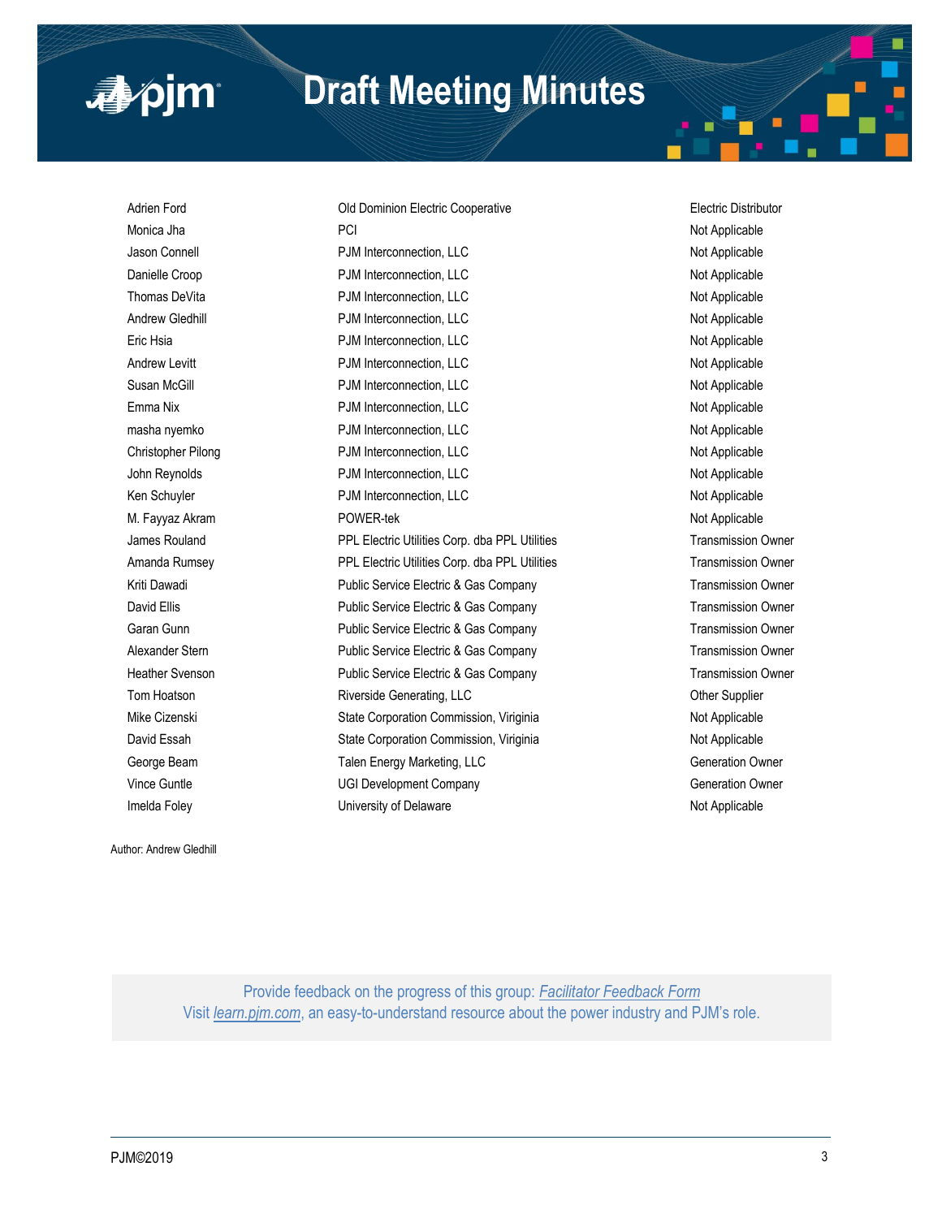| | | |
|---|---|---|
| Adrien Ford | Old Dominion Electric Cooperative | Electric Distributor |
| Monica Jha | PCI | Not Applicable |
| Jason Connell | PJM Interconnection, LLC | Not Applicable |
| Danielle Croop | PJM Interconnection, LLC | Not Applicable |
| Thomas DeVita | PJM Interconnection, LLC | Not Applicable |
| Andrew Gledhill | PJM Interconnection, LLC | Not Applicable |
| Eric Hsia | PJM Interconnection, LLC | Not Applicable |
| Andrew Levitt | PJM Interconnection, LLC | Not Applicable |
| Susan McGill | PJM Interconnection, LLC | Not Applicable |
| Emma Nix | PJM Interconnection, LLC | Not Applicable |
| masha nyemko | PJM Interconnection, LLC | Not Applicable |
| Christopher Pilong | PJM Interconnection, LLC | Not Applicable |
| John Reynolds | PJM Interconnection, LLC | Not Applicable |
| Ken Schuyler | PJM Interconnection, LLC | Not Applicable |
| M. Fayyaz Akram | POWER-tek | Not Applicable |
| James Rouland | PPL Electric Utilities Corp. dba PPL Utilities | Transmission Owner |
| Amanda Rumsey | PPL Electric Utilities Corp. dba PPL Utilities | Transmission Owner |
| Kriti Dawadi | Public Service Electric & Gas Company | Transmission Owner |
| David Ellis | Public Service Electric & Gas Company | Transmission Owner |
| Garan Gunn | Public Service Electric & Gas Company | Transmission Owner |
| Alexander Stern | Public Service Electric & Gas Company | Transmission Owner |
| Heather Svenson | Public Service Electric & Gas Company | Transmission Owner |
| Tom Hoatson | Riverside Generating, LLC | Other Supplier |
| Mike Cizenski | State Corporation Commission, Viriginia | Not Applicable |
| David Essah | State Corporation Commission, Viriginia | Not Applicable |
| George Beam | Talen Energy Marketing, LLC | Generation Owner |
| Vince Guntle | UGI Development Company | Generation Owner |
| Imelda Foley | University of Delaware | Not Applicable |

Author: Andrew Gledhill

Provide feedback on the progress of this group: *Facilitator Feedback Form*
Visit *learn.pjm.com*, an easy-to-understand resource about the power industry and PJM's role.